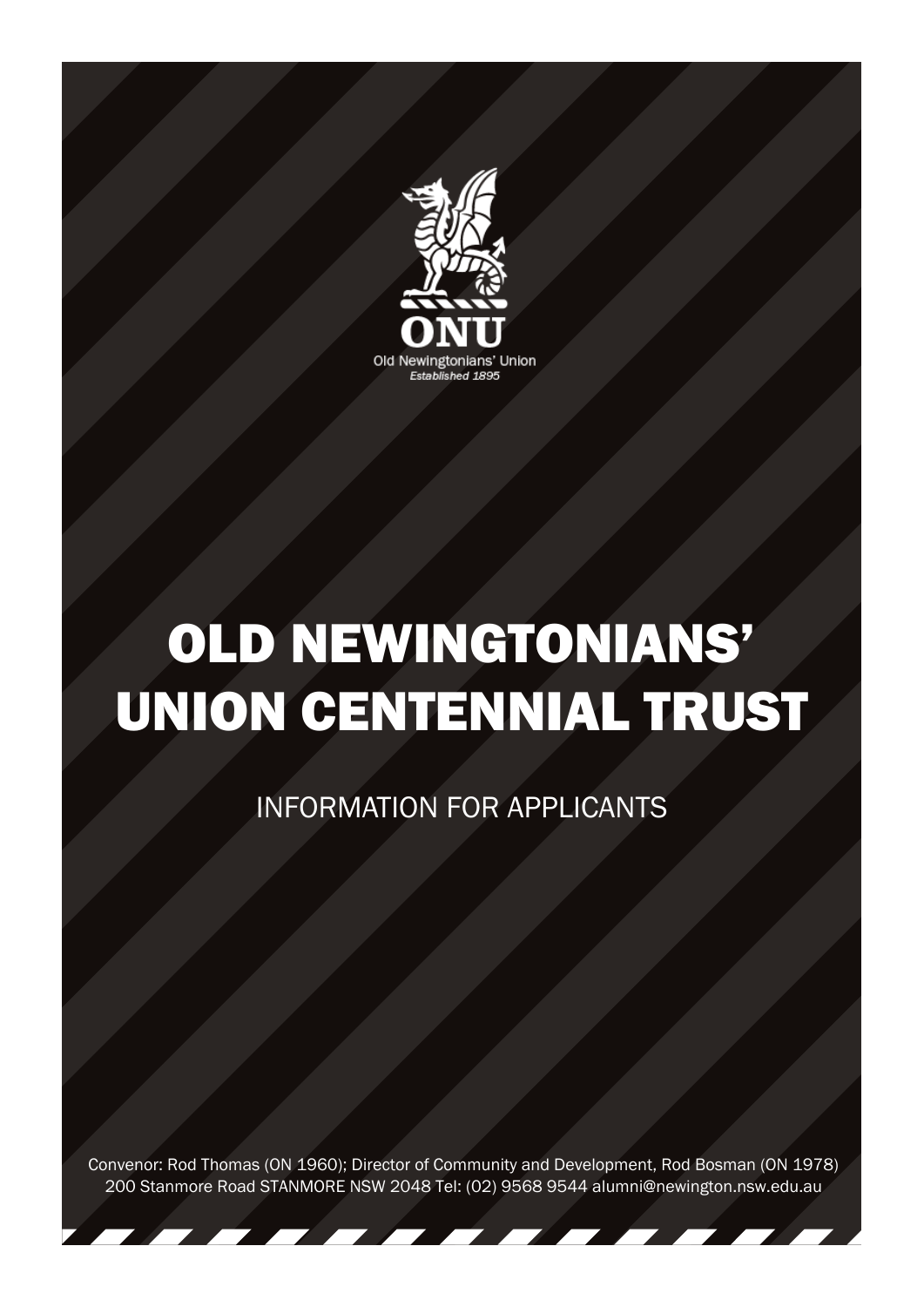ONU

Old Newingtonians' Union

*Established 1895*

# OLD NEWINGTONIANS' UNION CENTENNIAL TRUST

INFORMATION FOR APPLICANTS

Convenor: Rod Thomas (ON 1960); Director of Community and Development, Rod Bosman (ON 1978)
200 Stanmore Road STANMORE NSW 2048 Tel: (02) 9568 9544 alumni@newington.nsw.edu.au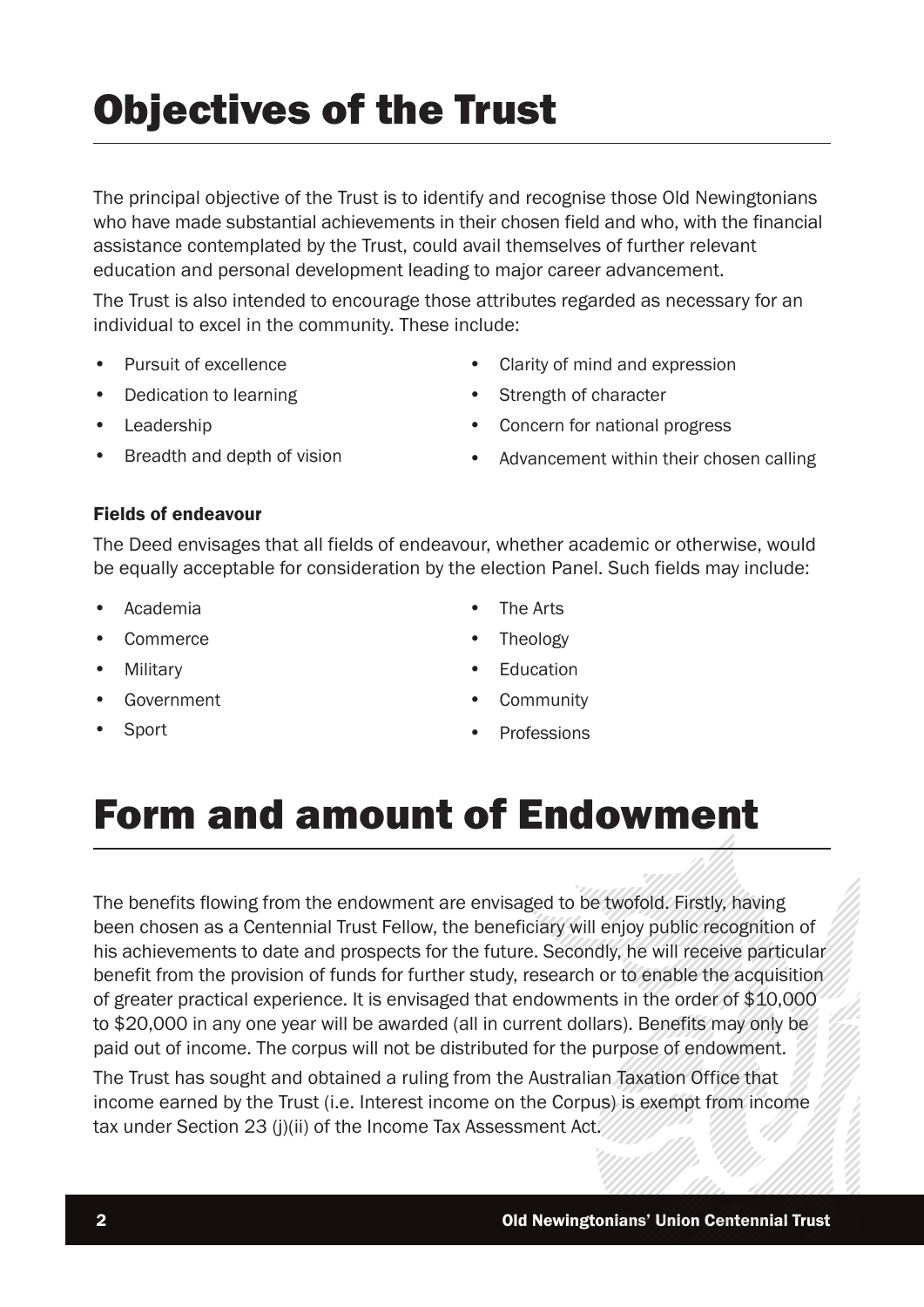# Objectives of the Trust

The principal objective of the Trust is to identify and recognise those Old Newingtonians who have made substantial achievements in their chosen field and who, with the financial assistance contemplated by the Trust, could avail themselves of further relevant education and personal development leading to major career advancement.

The Trust is also intended to encourage those attributes regarded as necessary for an individual to excel in the community. These include:

- Pursuit of excellence
- Dedication to learning
- Leadership
- Breadth and depth of vision
- Clarity of mind and expression
- Strength of character
- Concern for national progress
- Advancement within their chosen calling

### Fields of endeavour

The Deed envisages that all fields of endeavour, whether academic or otherwise, would be equally acceptable for consideration by the election Panel. Such fields may include:

- Academia
- Commerce
- Military
- Government
- Sport
- The Arts
- Theology
- Education
- Community
- Professions

# Form and amount of Endowment

The benefits flowing from the endowment are envisaged to be twofold. Firstly, having been chosen as a Centennial Trust Fellow, the beneficiary will enjoy public recognition of his achievements to date and prospects for the future. Secondly, he will receive particular benefit from the provision of funds for further study, research or to enable the acquisition of greater practical experience. It is envisaged that endowments in the order of $10,000 to $20,000 in any one year will be awarded (all in current dollars). Benefits may only be paid out of income. The corpus will not be distributed for the purpose of endowment.

The Trust has sought and obtained a ruling from the Australian Taxation Office that income earned by the Trust (i.e. Interest income on the Corpus) is exempt from income tax under Section 23 (j)(ii) of the Income Tax Assessment Act.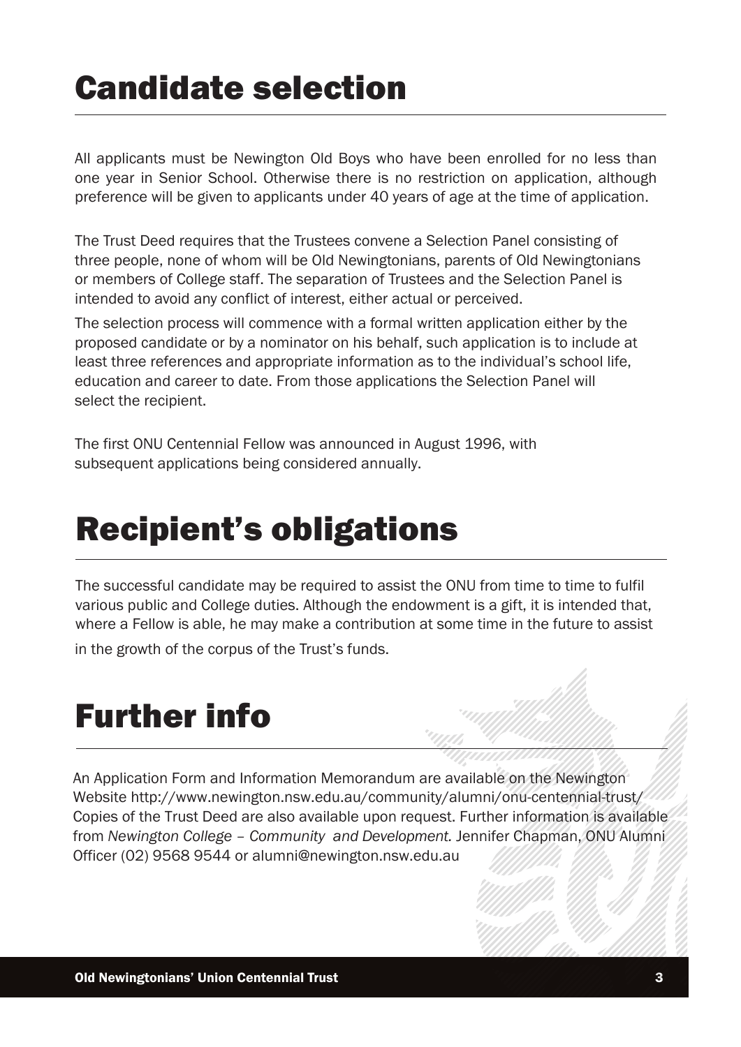# Candidate selection

All applicants must be Newington Old Boys who have been enrolled for no less than one year in Senior School. Otherwise there is no restriction on application, although preference will be given to applicants under 40 years of age at the time of application.

The Trust Deed requires that the Trustees convene a Selection Panel consisting of three people, none of whom will be Old Newingtonians, parents of Old Newingtonians or members of College staff. The separation of Trustees and the Selection Panel is intended to avoid any conflict of interest, either actual or perceived.

The selection process will commence with a formal written application either by the proposed candidate or by a nominator on his behalf, such application is to include at least three references and appropriate information as to the individual's school life, education and career to date. From those applications the Selection Panel will select the recipient.

The first ONU Centennial Fellow was announced in August 1996, with subsequent applications being considered annually.

# Recipient's obligations

The successful candidate may be required to assist the ONU from time to time to fulfil various public and College duties. Although the endowment is a gift, it is intended that, where a Fellow is able, he may make a contribution at some time in the future to assist in the growth of the corpus of the Trust's funds.

# Further info

An Application Form and Information Memorandum are available on the Newington Website http://www.newington.nsw.edu.au/community/alumni/onu-centennial-trust/ Copies of the Trust Deed are also available upon request. Further information is available from *Newington College – Community and Development.* Jennifer Chapman, ONU Alumni Officer (02) 9568 9544 or alumni@newington.nsw.edu.au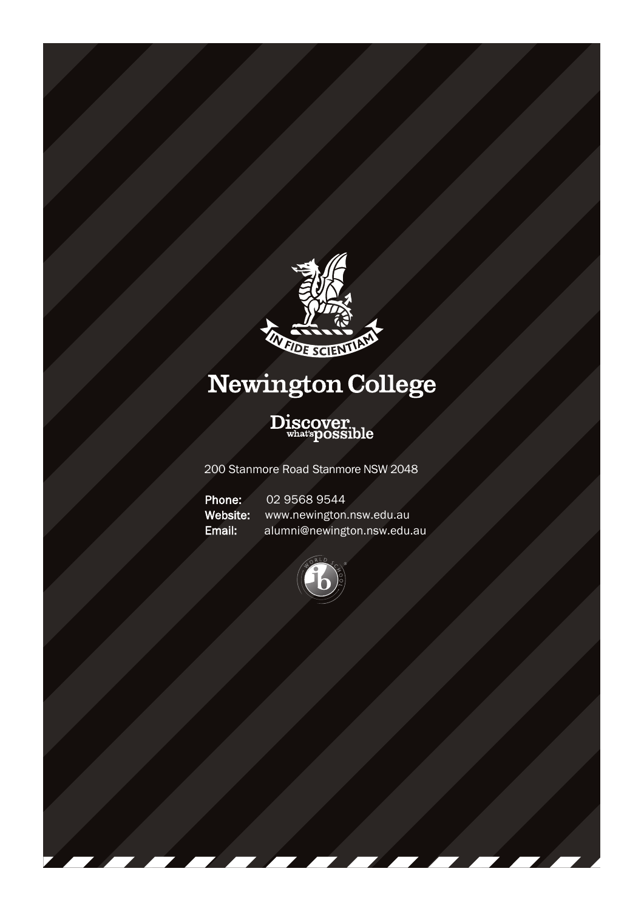IN FIDE SCIENTIAM

# Newington College

Discover what's possible

200 Stanmore Road Stanmore NSW 2048

**Phone:** 02 9568 9544
**Website:** www.newington.nsw.edu.au
**Email:** alumni@newington.nsw.edu.au